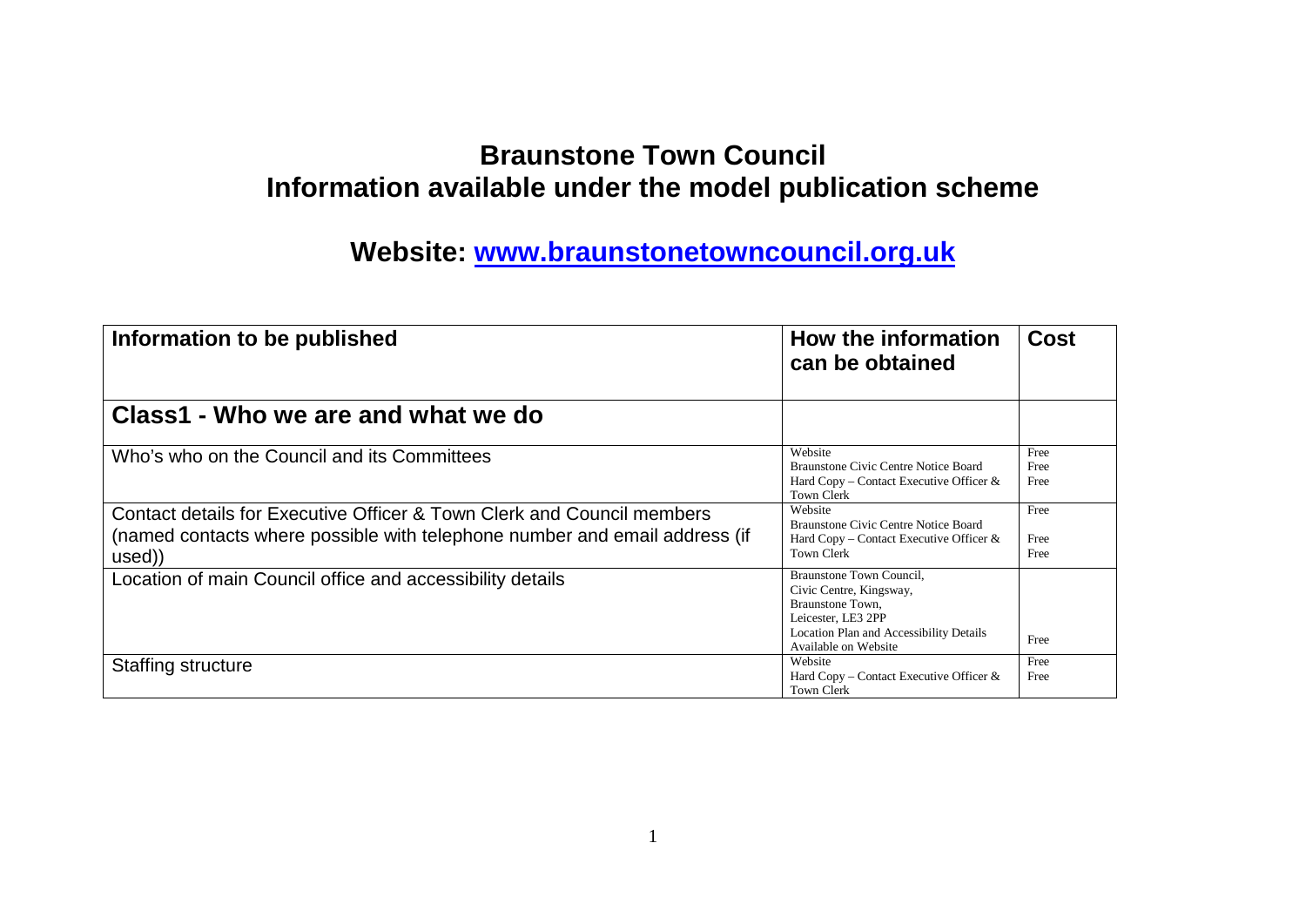# Braunstone Town Council
# Information available under the model publication scheme

## Website: [www.braunstonetowncouncil.org.uk](http://www.braunstonetowncouncil.org.uk)

| Information to be published | How the information can be obtained | Cost |
|---|---|---|
| **Class1 - Who we are and what we do** | | |
| Who's who on the Council and its Committees | Website<br>Braunstone Civic Centre Notice Board<br>Hard Copy – Contact Executive Officer & Town Clerk | Free<br>Free<br>Free |
| Contact details for Executive Officer & Town Clerk and Council members (named contacts where possible with telephone number and email address (if used)) | Website<br>Braunstone Civic Centre Notice Board<br>Hard Copy – Contact Executive Officer & Town Clerk | Free<br>Free<br>Free |
| Location of main Council office and accessibility details | Braunstone Town Council,<br>Civic Centre, Kingsway,<br>Braunstone Town,<br>Leicester, LE3 2PP<br>Location Plan and Accessibility Details Available on Website | Free |
| Staffing structure | Website<br>Hard Copy – Contact Executive Officer & Town Clerk | Free<br>Free |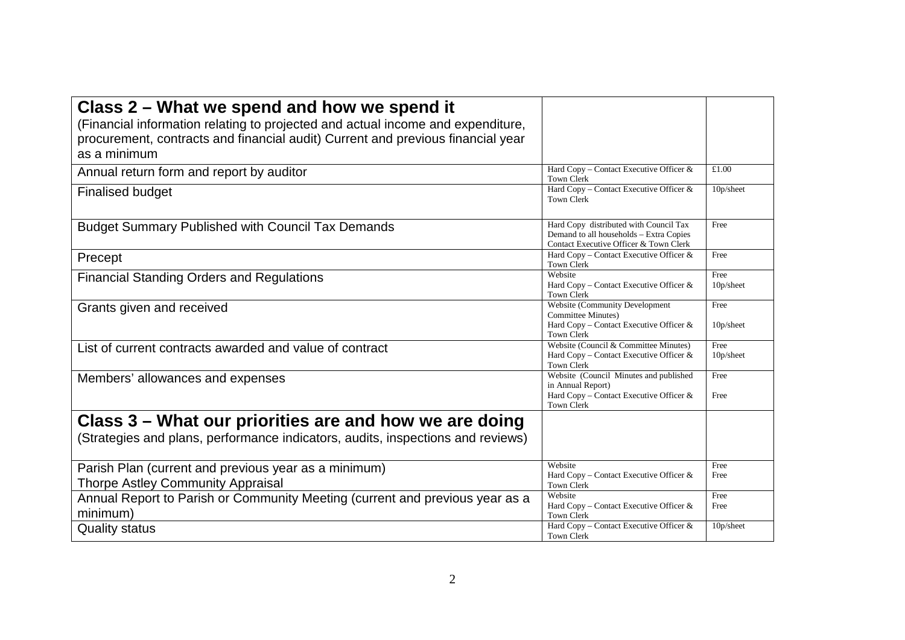| **Class 2 – What we spend and how we spend it**<br>(Financial information relating to projected and actual income and expenditure, procurement, contracts and financial audit) Current and previous financial year as a minimum | | |
|---|---|---|
| Annual return form and report by auditor | Hard Copy – Contact Executive Officer & Town Clerk | £1.00 |
| Finalised budget | Hard Copy – Contact Executive Officer & Town Clerk | 10p/sheet |
| Budget Summary Published with Council Tax Demands | Hard Copy distributed with Council Tax Demand to all households – Extra Copies Contact Executive Officer & Town Clerk | Free |
| Precept | Hard Copy – Contact Executive Officer & Town Clerk | Free |
| Financial Standing Orders and Regulations | Website<br>Hard Copy – Contact Executive Officer & Town Clerk | Free<br>10p/sheet |
| Grants given and received | Website (Community Development Committee Minutes)<br>Hard Copy – Contact Executive Officer & Town Clerk | Free<br>10p/sheet |
| List of current contracts awarded and value of contract | Website (Council & Committee Minutes)<br>Hard Copy – Contact Executive Officer & Town Clerk | Free<br>10p/sheet |
| Members' allowances and expenses | Website (Council Minutes and published in Annual Report)<br>Hard Copy – Contact Executive Officer & Town Clerk | Free<br>Free |
| **Class 3 – What our priorities are and how we are doing**<br>(Strategies and plans, performance indicators, audits, inspections and reviews) | | |
| Parish Plan (current and previous year as a minimum)<br>Thorpe Astley Community Appraisal | Website<br>Hard Copy – Contact Executive Officer & Town Clerk | Free<br>Free |
| Annual Report to Parish or Community Meeting (current and previous year as a minimum) | Website<br>Hard Copy – Contact Executive Officer & Town Clerk | Free<br>Free |
| Quality status | Hard Copy – Contact Executive Officer & Town Clerk | 10p/sheet |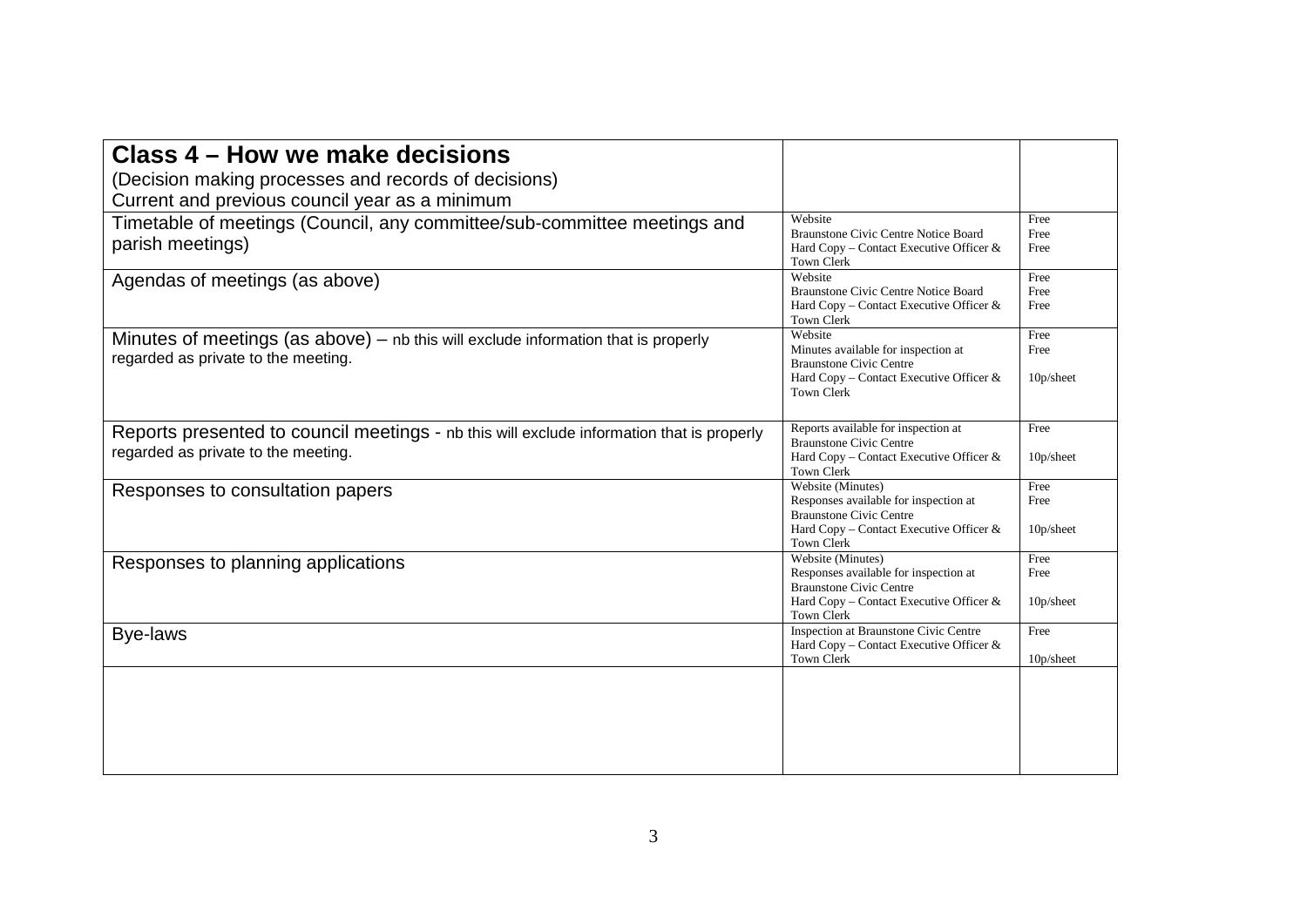| **Class 4 – How we make decisions**<br>(Decision making processes and records of decisions)<br>Current and previous council year as a minimum | | |
|---|---|---|
| Timetable of meetings (Council, any committee/sub-committee meetings and parish meetings) | Website<br>Braunstone Civic Centre Notice Board<br>Hard Copy – Contact Executive Officer & Town Clerk | Free<br>Free<br>Free |
| Agendas of meetings (as above) | Website<br>Braunstone Civic Centre Notice Board<br>Hard Copy – Contact Executive Officer & Town Clerk | Free<br>Free<br>Free |
| Minutes of meetings (as above) – nb this will exclude information that is properly regarded as private to the meeting. | Website<br>Minutes available for inspection at Braunstone Civic Centre<br>Hard Copy – Contact Executive Officer & Town Clerk | Free<br>Free<br>10p/sheet |
| Reports presented to council meetings - nb this will exclude information that is properly regarded as private to the meeting. | Reports available for inspection at Braunstone Civic Centre<br>Hard Copy – Contact Executive Officer & Town Clerk | Free<br>10p/sheet |
| Responses to consultation papers | Website (Minutes)<br>Responses available for inspection at Braunstone Civic Centre<br>Hard Copy – Contact Executive Officer & Town Clerk | Free<br>Free<br>10p/sheet |
| Responses to planning applications | Website (Minutes)<br>Responses available for inspection at Braunstone Civic Centre<br>Hard Copy – Contact Executive Officer & Town Clerk | Free<br>Free<br>10p/sheet |
| Bye-laws | Inspection at Braunstone Civic Centre<br>Hard Copy – Contact Executive Officer & Town Clerk | Free<br>10p/sheet |
| | | |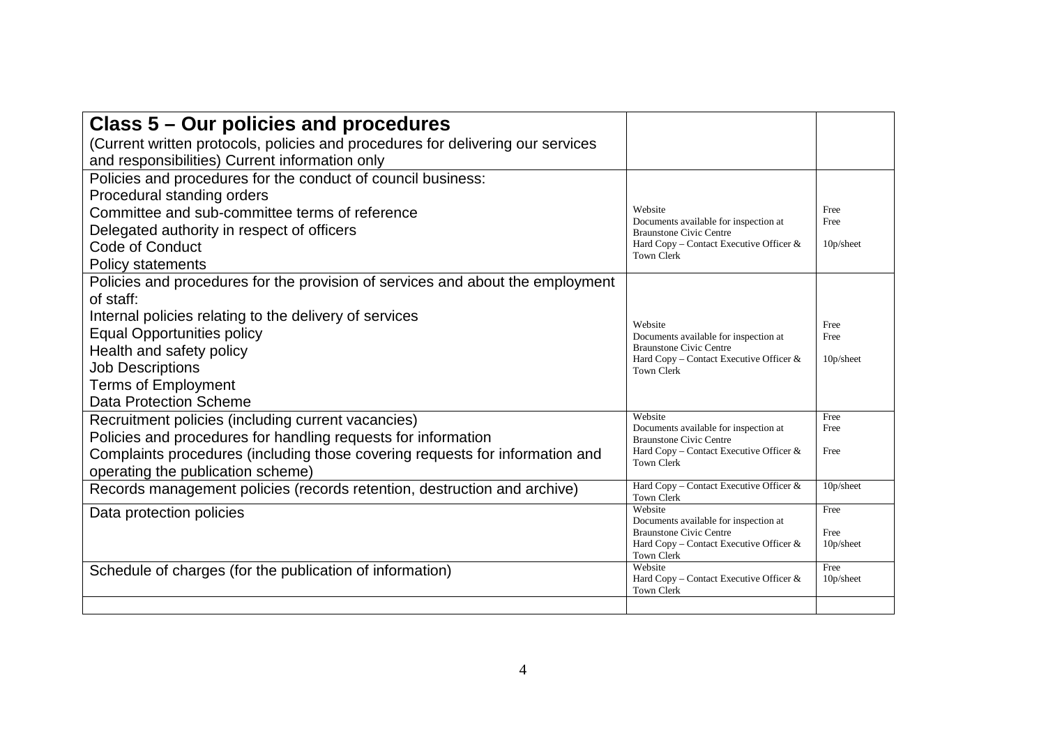| **Class 5 – Our policies and procedures**<br>(Current written protocols, policies and procedures for delivering our services and responsibilities) Current information only | | |
|---|---|---|
| Policies and procedures for the conduct of council business:<br>Procedural standing orders<br>Committee and sub-committee terms of reference<br>Delegated authority in respect of officers<br>Code of Conduct<br>Policy statements | Website<br>Documents available for inspection at Braunstone Civic Centre<br>Hard Copy – Contact Executive Officer & Town Clerk | Free<br>Free<br>10p/sheet |
| Policies and procedures for the provision of services and about the employment of staff:<br>Internal policies relating to the delivery of services<br>Equal Opportunities policy<br>Health and safety policy<br>Job Descriptions<br>Terms of Employment<br>Data Protection Scheme | Website<br>Documents available for inspection at Braunstone Civic Centre<br>Hard Copy – Contact Executive Officer & Town Clerk | Free<br>Free<br>10p/sheet |
| Recruitment policies (including current vacancies)<br>Policies and procedures for handling requests for information<br>Complaints procedures (including those covering requests for information and operating the publication scheme) | Website<br>Documents available for inspection at Braunstone Civic Centre<br>Hard Copy – Contact Executive Officer & Town Clerk | Free<br>Free<br>Free |
| Records management policies (records retention, destruction and archive) | Hard Copy – Contact Executive Officer & Town Clerk | 10p/sheet |
| Data protection policies | Website<br>Documents available for inspection at Braunstone Civic Centre<br>Hard Copy – Contact Executive Officer & Town Clerk | Free<br>Free<br>10p/sheet |
| Schedule of charges (for the publication of information) | Website<br>Hard Copy – Contact Executive Officer & Town Clerk | Free<br>10p/sheet |
| | | |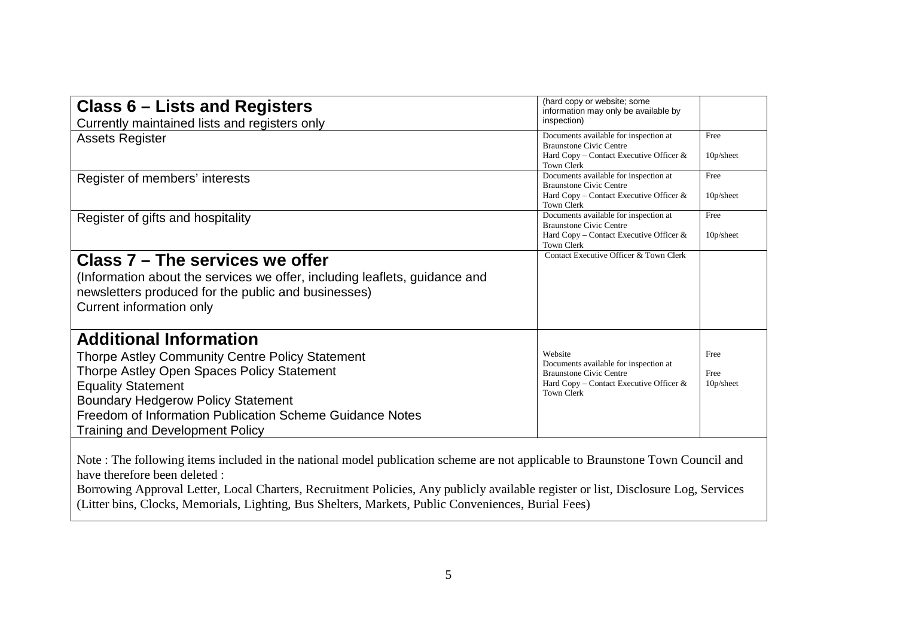| **Class 6 – Lists and Registers**<br>Currently maintained lists and registers only | (hard copy or website; some information may only be available by inspection) | |
|---|---|---|
| Assets Register | Documents available for inspection at Braunstone Civic Centre<br>Hard Copy – Contact Executive Officer & Town Clerk | Free<br>10p/sheet |
| Register of members' interests | Documents available for inspection at Braunstone Civic Centre<br>Hard Copy – Contact Executive Officer & Town Clerk | Free<br>10p/sheet |
| Register of gifts and hospitality | Documents available for inspection at Braunstone Civic Centre<br>Hard Copy – Contact Executive Officer & Town Clerk | Free<br>10p/sheet |
| **Class 7 – The services we offer**<br>(Information about the services we offer, including leaflets, guidance and newsletters produced for the public and businesses)<br>Current information only | Contact Executive Officer & Town Clerk | |
| **Additional Information**<br>Thorpe Astley Community Centre Policy Statement<br>Thorpe Astley Open Spaces Policy Statement<br>Equality Statement<br>Boundary Hedgerow Policy Statement<br>Freedom of Information Publication Scheme Guidance Notes<br>Training and Development Policy | Website<br>Documents available for inspection at Braunstone Civic Centre<br>Hard Copy – Contact Executive Officer & Town Clerk | Free<br>Free<br>10p/sheet |

Note : The following items included in the national model publication scheme are not applicable to Braunstone Town Council and have therefore been deleted :
Borrowing Approval Letter, Local Charters, Recruitment Policies, Any publicly available register or list, Disclosure Log, Services (Litter bins, Clocks, Memorials, Lighting, Bus Shelters, Markets, Public Conveniences, Burial Fees)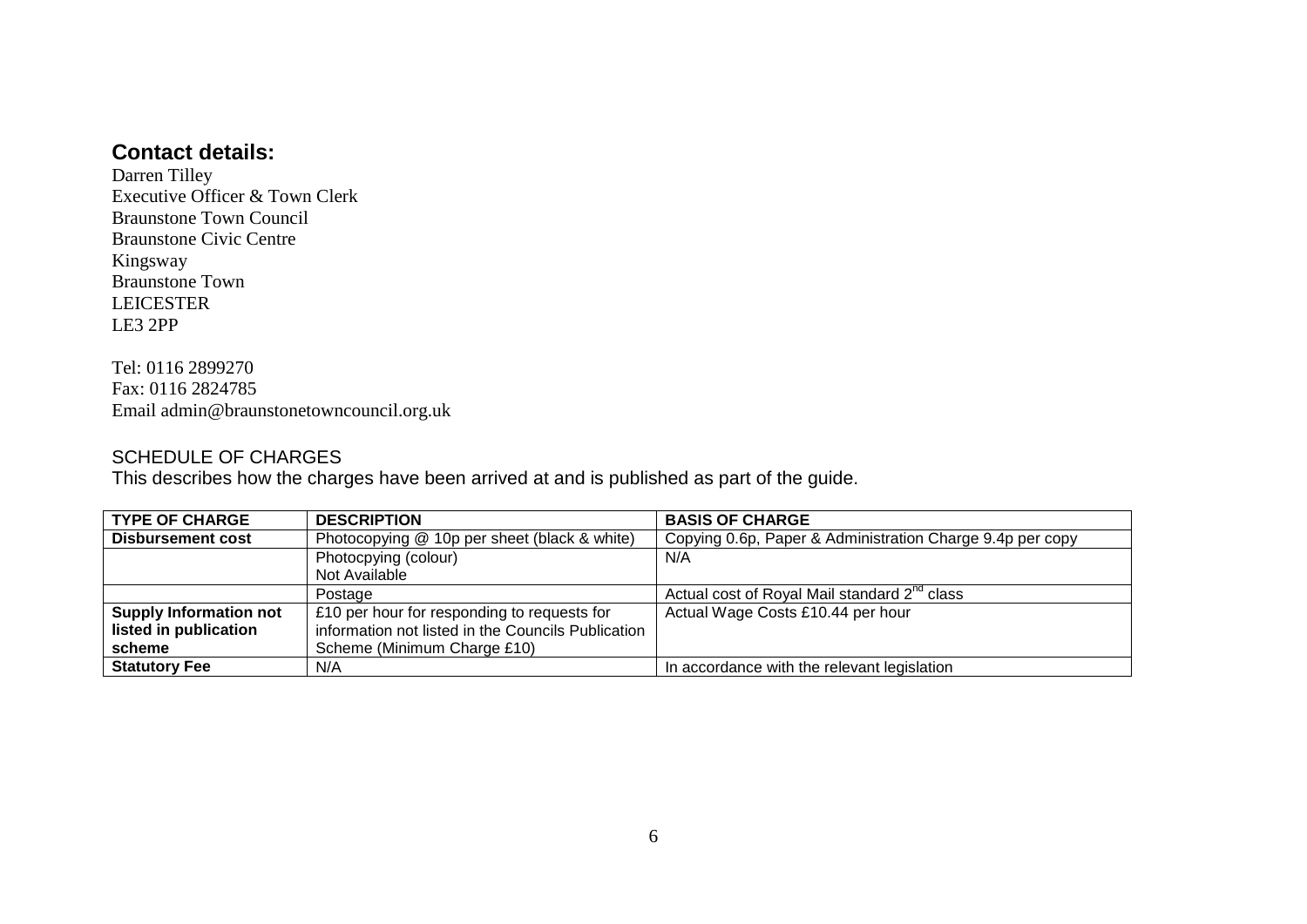## Contact details:

Darren Tilley
Executive Officer & Town Clerk
Braunstone Town Council
Braunstone Civic Centre
Kingsway
Braunstone Town
LEICESTER
LE3 2PP

Tel: 0116 2899270
Fax: 0116 2824785
Email admin@braunstonetowncouncil.org.uk

SCHEDULE OF CHARGES
This describes how the charges have been arrived at and is published as part of the guide.

| TYPE OF CHARGE | DESCRIPTION | BASIS OF CHARGE |
|---|---|---|
| **Disbursement cost** | Photocopying @ 10p per sheet (black & white) | Copying 0.6p, Paper & Administration Charge 9.4p per copy |
| | Photocpying (colour) Not Available | N/A |
| | Postage | Actual cost of Royal Mail standard 2nd class |
| **Supply Information not listed in publication scheme** | £10 per hour for responding to requests for information not listed in the Councils Publication Scheme (Minimum Charge £10) | Actual Wage Costs £10.44 per hour |
| **Statutory Fee** | N/A | In accordance with the relevant legislation |